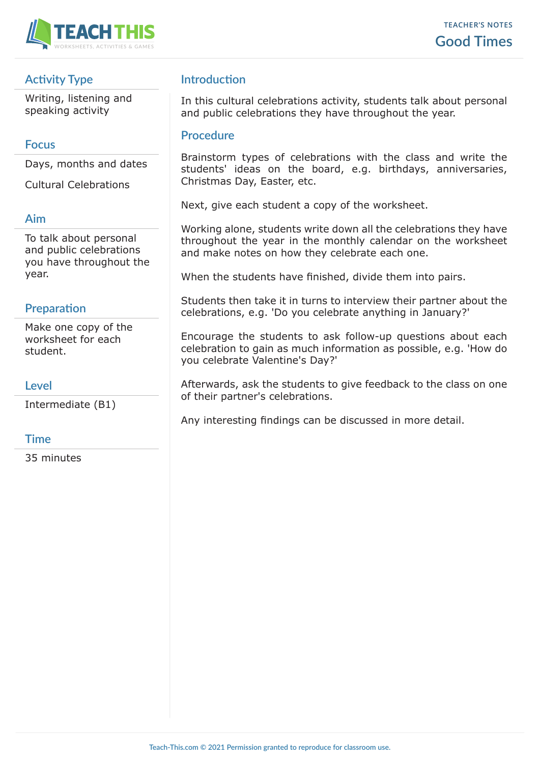# Good Times

TEACHER'S NOTES

## Activity Type

Writing, listening and speaking activity

## Focus

Days, months and dates

Cultural Celebrations

## Aim

To talk about personal and public celebrations you have throughout the year.

## Preparation

Make one copy of the worksheet for each student.

## Level

Intermediate (B1)

## Time

35 minutes

## Introduction

In this cultural celebrations activity, students talk about personal and public celebrations they have throughout the year.

## Procedure

Brainstorm types of celebrations with the class and write the students' ideas on the board, e.g. birthdays, anniversaries, Christmas Day, Easter, etc.

Next, give each student a copy of the worksheet.

Working alone, students write down all the celebrations they have throughout the year in the monthly calendar on the worksheet and make notes on how they celebrate each one.

When the students have finished, divide them into pairs.

Students then take it in turns to interview their partner about the celebrations, e.g. 'Do you celebrate anything in January?'

Encourage the students to ask follow-up questions about each celebration to gain as much information as possible, e.g. 'How do you celebrate Valentine's Day?'

Afterwards, ask the students to give feedback to the class on one of their partner's celebrations.

Any interesting findings can be discussed in more detail.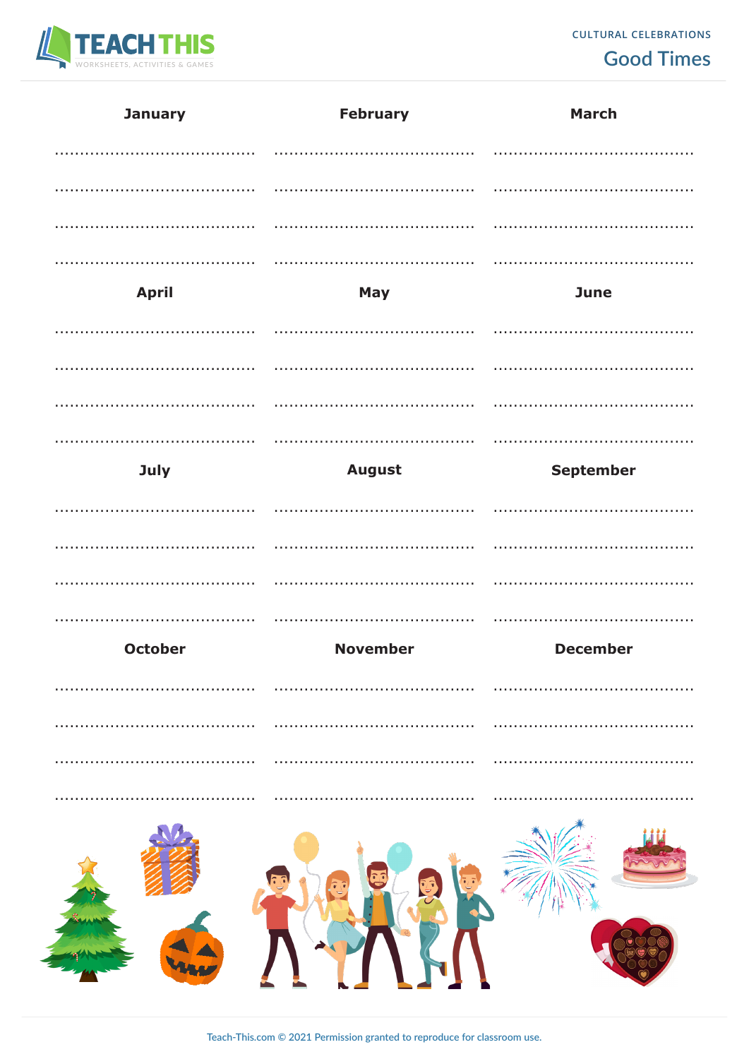# Good Times

| January | February | March |
| --- | --- | --- |
| ........................................ | ........................................ | ........................................ |
| ........................................ | ........................................ | ........................................ |
| ........................................ | ........................................ | ........................................ |
| ........................................ | ........................................ | ........................................ |

| April | May | June |
| --- | --- | --- |
| ........................................ | ........................................ | ........................................ |
| ........................................ | ........................................ | ........................................ |
| ........................................ | ........................................ | ........................................ |
| ........................................ | ........................................ | ........................................ |

| July | August | September |
| --- | --- | --- |
| ........................................ | ........................................ | ........................................ |
| ........................................ | ........................................ | ........................................ |
| ........................................ | ........................................ | ........................................ |
| ........................................ | ........................................ | ........................................ |

| October | November | December |
| --- | --- | --- |
| ........................................ | ........................................ | ........................................ |
| ........................................ | ........................................ | ........................................ |
| ........................................ | ........................................ | ........................................ |
| ........................................ | ........................................ | ........................................ |

Teach-This.com © 2021 Permission granted to reproduce for classroom use.